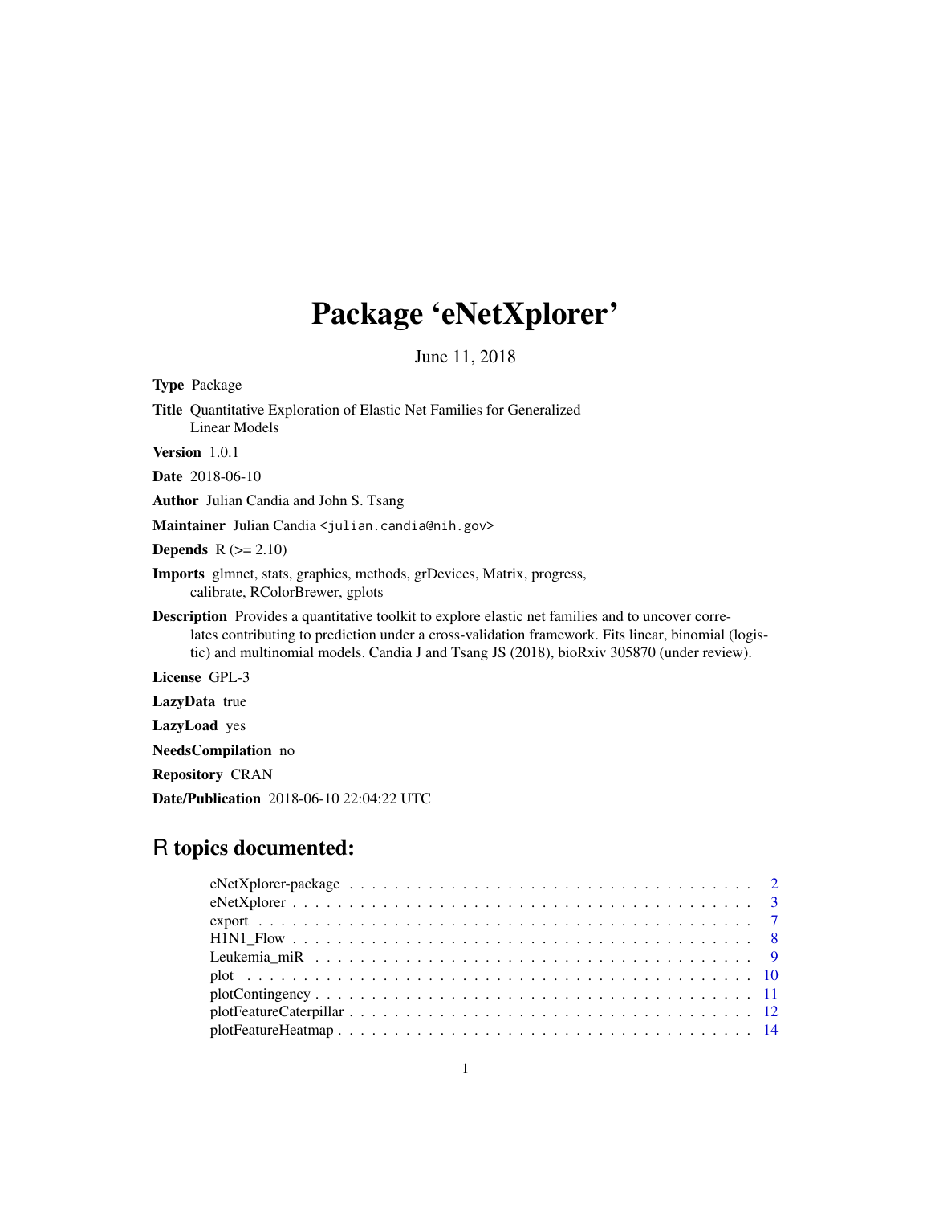# Package 'eNetXplorer'

June 11, 2018

**Type** Package

**Title** Quantitative Exploration of Elastic Net Families for Generalized Linear Models

**Version** 1.0.1

**Date** 2018-06-10

**Author** Julian Candia and John S. Tsang

**Maintainer** Julian Candia <julian.candia@nih.gov>

**Depends** R (>= 2.10)

**Imports** glmnet, stats, graphics, methods, grDevices, Matrix, progress, calibrate, RColorBrewer, gplots

**Description** Provides a quantitative toolkit to explore elastic net families and to uncover correlates contributing to prediction under a cross-validation framework. Fits linear, binomial (logistic) and multinomial models. Candia J and Tsang JS (2018), bioRxiv 305870 (under review).

**License** GPL-3

**LazyData** true

**LazyLoad** yes

**NeedsCompilation** no

**Repository** CRAN

**Date/Publication** 2018-06-10 22:04:22 UTC

## R topics documented:

| | |
|---|---|
| eNetXplorer-package | 2 |
| eNetXplorer | 3 |
| export | 7 |
| H1N1_Flow | 8 |
| Leukemia_miR | 9 |
| plot | 10 |
| plotContingency | 11 |
| plotFeatureCaterpillar | 12 |
| plotFeatureHeatmap | 14 |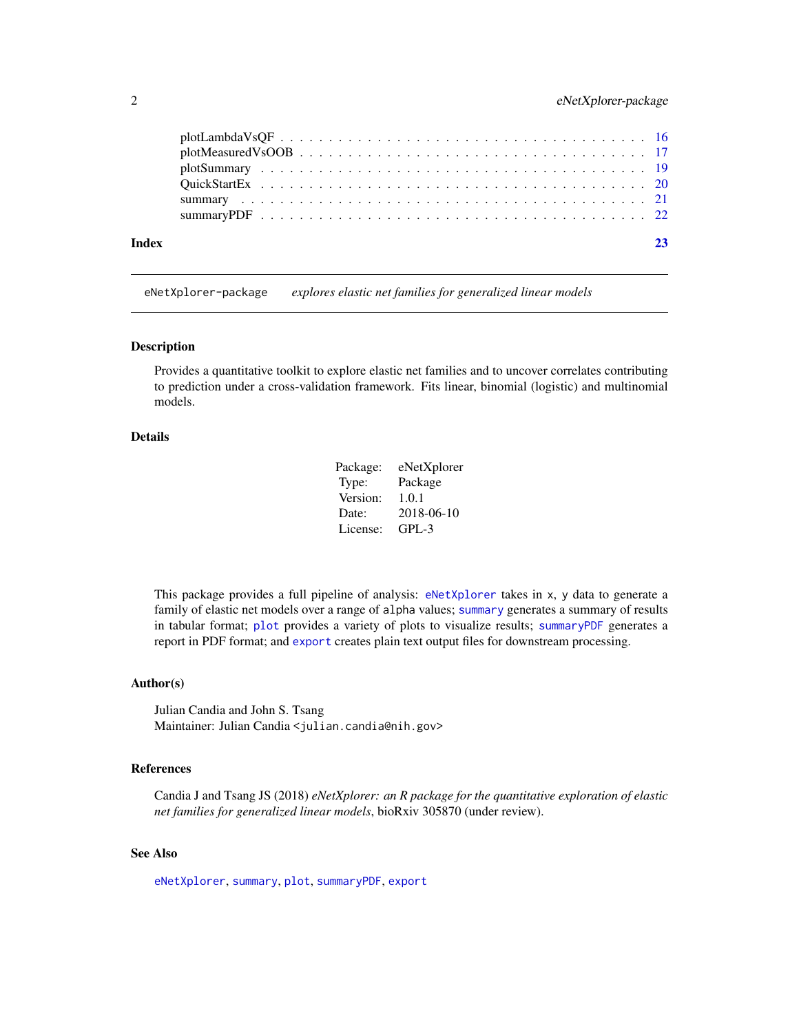plotLambdaVsQF . . . . . . . . . . . . . . . . . . . . . . . . . . . . . . . . . . . 16
plotMeasuredVsOOB . . . . . . . . . . . . . . . . . . . . . . . . . . . . . . . . . 17
plotSummary . . . . . . . . . . . . . . . . . . . . . . . . . . . . . . . . . . . . 19
QuickStartEx . . . . . . . . . . . . . . . . . . . . . . . . . . . . . . . . . . . . 20
summary . . . . . . . . . . . . . . . . . . . . . . . . . . . . . . . . . . . . . . 21
summaryPDF . . . . . . . . . . . . . . . . . . . . . . . . . . . . . . . . . . . . 22

**Index** **23**

---

`eNetXplorer-package` *explores elastic net families for generalized linear models*

---

### Description

Provides a quantitative toolkit to explore elastic net families and to uncover correlates contributing to prediction under a cross-validation framework. Fits linear, binomial (logistic) and multinomial models.

### Details

| | |
|---|---|
| Package: | eNetXplorer |
| Type: | Package |
| Version: | 1.0.1 |
| Date: | 2018-06-10 |
| License: | GPL-3 |

This package provides a full pipeline of analysis: `eNetXplorer` takes in `x`, `y` data to generate a family of elastic net models over a range of `alpha` values; `summary` generates a summary of results in tabular format; `plot` provides a variety of plots to visualize results; `summaryPDF` generates a report in PDF format; and `export` creates plain text output files for downstream processing.

### Author(s)

Julian Candia and John S. Tsang
Maintainer: Julian Candia <julian.candia@nih.gov>

### References

Candia J and Tsang JS (2018) *eNetXplorer: an R package for the quantitative exploration of elastic net families for generalized linear models*, bioRxiv 305870 (under review).

### See Also

`eNetXplorer`, `summary`, `plot`, `summaryPDF`, `export`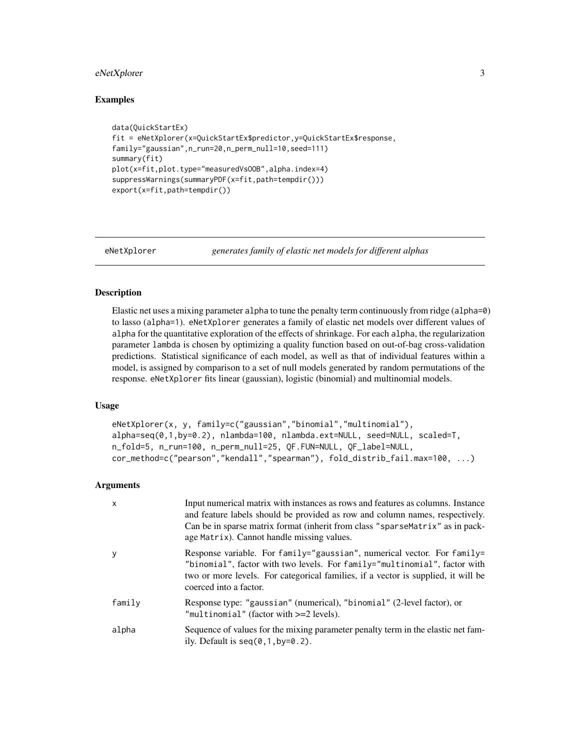### Examples

```
data(QuickStartEx)
fit = eNetXplorer(x=QuickStartEx$predictor,y=QuickStartEx$response,
family="gaussian",n_run=20,n_perm_null=10,seed=111)
summary(fit)
plot(x=fit,plot.type="measuredVsOOB",alpha.index=4)
suppressWarnings(summaryPDF(x=fit,path=tempdir()))
export(x=fit,path=tempdir())
```

---

## eNetXplorer — *generates family of elastic net models for different alphas*

---

### Description

Elastic net uses a mixing parameter alpha to tune the penalty term continuously from ridge (alpha=0) to lasso (alpha=1). eNetXplorer generates a family of elastic net models over different values of alpha for the quantitative exploration of the effects of shrinkage. For each alpha, the regularization parameter lambda is chosen by optimizing a quality function based on out-of-bag cross-validation predictions. Statistical significance of each model, as well as that of individual features within a model, is assigned by comparison to a set of null models generated by random permutations of the response. eNetXplorer fits linear (gaussian), logistic (binomial) and multinomial models.

### Usage

```
eNetXplorer(x, y, family=c("gaussian","binomial","multinomial"),
alpha=seq(0,1,by=0.2), nlambda=100, nlambda.ext=NULL, seed=NULL, scaled=T,
n_fold=5, n_run=100, n_perm_null=25, QF.FUN=NULL, QF_label=NULL,
cor_method=c("pearson","kendall","spearman"), fold_distrib_fail.max=100, ...)
```

### Arguments

| | |
|---|---|
| x | Input numerical matrix with instances as rows and features as columns. Instance and feature labels should be provided as row and column names, respectively. Can be in sparse matrix format (inherit from class "sparseMatrix" as in package Matrix). Cannot handle missing values. |
| y | Response variable. For family="gaussian", numerical vector. For family="binomial", factor with two levels. For family="multinomial", factor with two or more levels. For categorical families, if a vector is supplied, it will be coerced into a factor. |
| family | Response type: "gaussian" (numerical), "binomial" (2-level factor), or "multinomial" (factor with >=2 levels). |
| alpha | Sequence of values for the mixing parameter penalty term in the elastic net family. Default is seq(0,1,by=0.2). |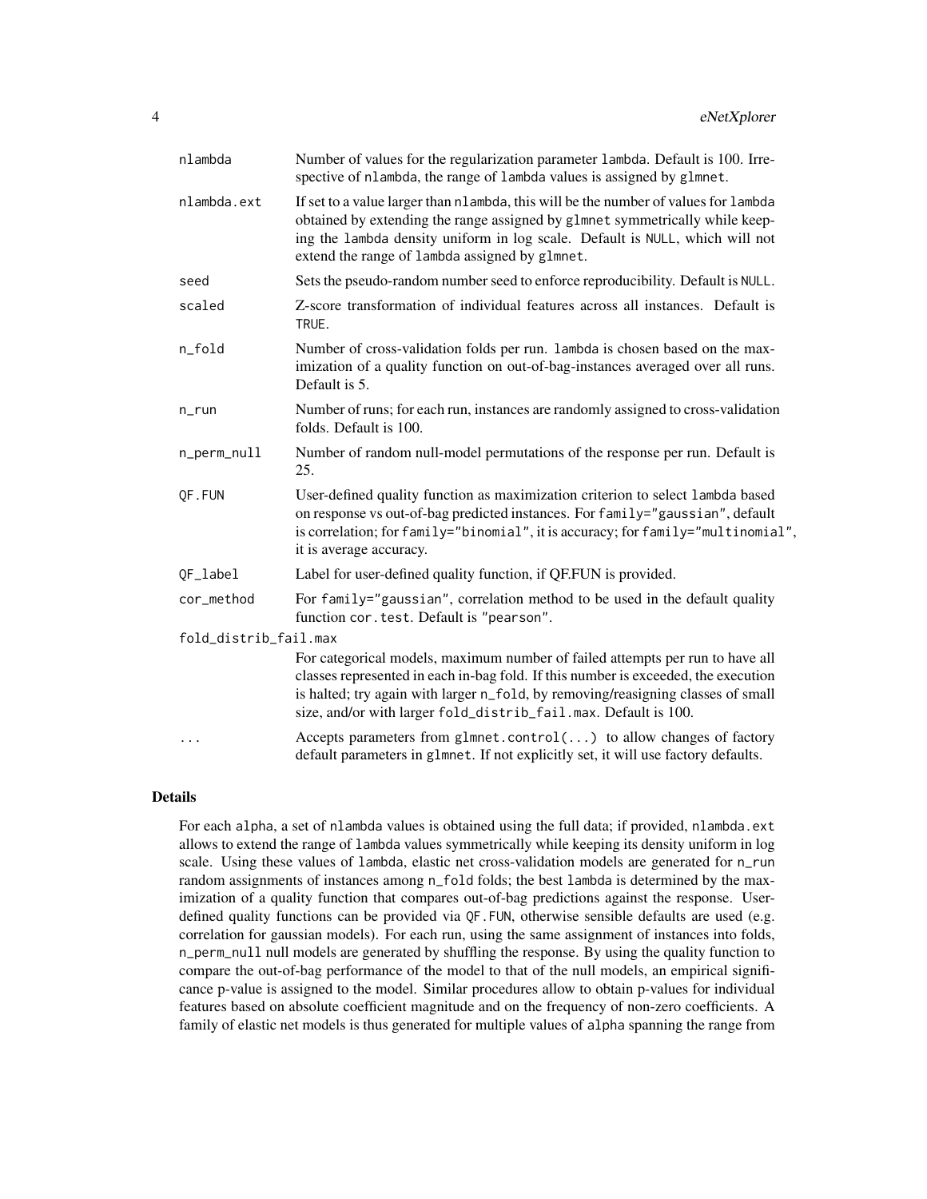| | |
|---|---|
| nlambda | Number of values for the regularization parameter lambda. Default is 100. Irrespective of nlambda, the range of lambda values is assigned by glmnet. |
| nlambda.ext | If set to a value larger than nlambda, this will be the number of values for lambda obtained by extending the range assigned by glmnet symmetrically while keeping the lambda density uniform in log scale. Default is NULL, which will not extend the range of lambda assigned by glmnet. |
| seed | Sets the pseudo-random number seed to enforce reproducibility. Default is NULL. |
| scaled | Z-score transformation of individual features across all instances. Default is TRUE. |
| n_fold | Number of cross-validation folds per run. lambda is chosen based on the maximization of a quality function on out-of-bag-instances averaged over all runs. Default is 5. |
| n_run | Number of runs; for each run, instances are randomly assigned to cross-validation folds. Default is 100. |
| n_perm_null | Number of random null-model permutations of the response per run. Default is 25. |
| QF.FUN | User-defined quality function as maximization criterion to select lambda based on response vs out-of-bag predicted instances. For family="gaussian", default is correlation; for family="binomial", it is accuracy; for family="multinomial", it is average accuracy. |
| QF_label | Label for user-defined quality function, if QF.FUN is provided. |
| cor_method | For family="gaussian", correlation method to be used in the default quality function cor.test. Default is "pearson". |
| fold_distrib_fail.max | For categorical models, maximum number of failed attempts per run to have all classes represented in each in-bag fold. If this number is exceeded, the execution is halted; try again with larger n_fold, by removing/reasigning classes of small size, and/or with larger fold_distrib_fail.max. Default is 100. |
| ... | Accepts parameters from glmnet.control(...) to allow changes of factory default parameters in glmnet. If not explicitly set, it will use factory defaults. |

## Details

For each alpha, a set of nlambda values is obtained using the full data; if provided, nlambda.ext allows to extend the range of lambda values symmetrically while keeping its density uniform in log scale. Using these values of lambda, elastic net cross-validation models are generated for n_run random assignments of instances among n_fold folds; the best lambda is determined by the maximization of a quality function that compares out-of-bag predictions against the response. User-defined quality functions can be provided via QF.FUN, otherwise sensible defaults are used (e.g. correlation for gaussian models). For each run, using the same assignment of instances into folds, n_perm_null null models are generated by shuffling the response. By using the quality function to compare the out-of-bag performance of the model to that of the null models, an empirical significance p-value is assigned to the model. Similar procedures allow to obtain p-values for individual features based on absolute coefficient magnitude and on the frequency of non-zero coefficients. A family of elastic net models is thus generated for multiple values of alpha spanning the range from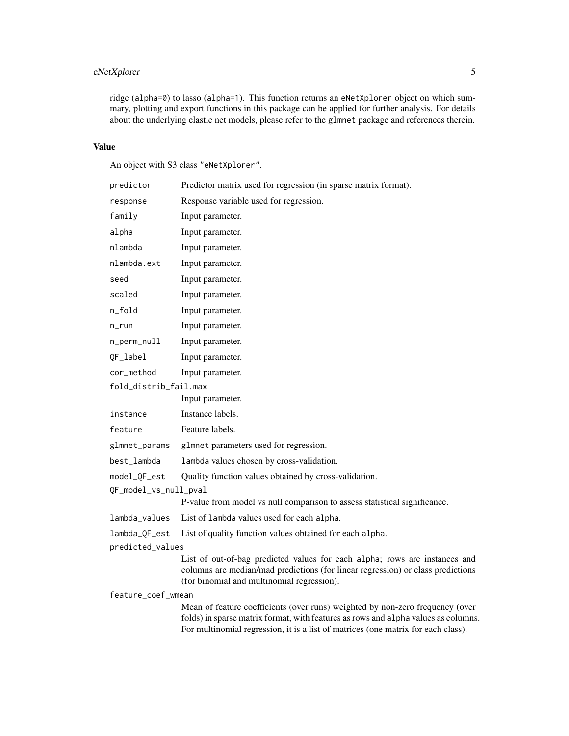ridge (`alpha=0`) to lasso (`alpha=1`). This function returns an `eNetXplorer` object on which summary, plotting and export functions in this package can be applied for further analysis. For details about the underlying elastic net models, please refer to the `glmnet` package and references therein.

## Value

An object with S3 class `"eNetXplorer"`.

- `predictor`: Predictor matrix used for regression (in sparse matrix format).
- `response`: Response variable used for regression.
- `family`: Input parameter.
- `alpha`: Input parameter.
- `nlambda`: Input parameter.
- `nlambda.ext`: Input parameter.
- `seed`: Input parameter.
- `scaled`: Input parameter.
- `n_fold`: Input parameter.
- `n_run`: Input parameter.
- `n_perm_null`: Input parameter.
- `QF_label`: Input parameter.
- `cor_method`: Input parameter.
- `fold_distrib_fail.max`: Input parameter.
- `instance`: Instance labels.
- `feature`: Feature labels.
- `glmnet_params`: `glmnet` parameters used for regression.
- `best_lambda`: `lambda` values chosen by cross-validation.
- `model_QF_est`: Quality function values obtained by cross-validation.
- `QF_model_vs_null_pval`: P-value from model vs null comparison to assess statistical significance.
- `lambda_values`: List of `lambda` values used for each `alpha`.
- `lambda_QF_est`: List of quality function values obtained for each `alpha`.
- `predicted_values`: List of out-of-bag predicted values for each `alpha`; rows are instances and columns are median/mad predictions (for linear regression) or class predictions (for binomial and multinomial regression).
- `feature_coef_wmean`: Mean of feature coefficients (over runs) weighted by non-zero frequency (over folds) in sparse matrix format, with features as rows and `alpha` values as columns. For multinomial regression, it is a list of matrices (one matrix for each class).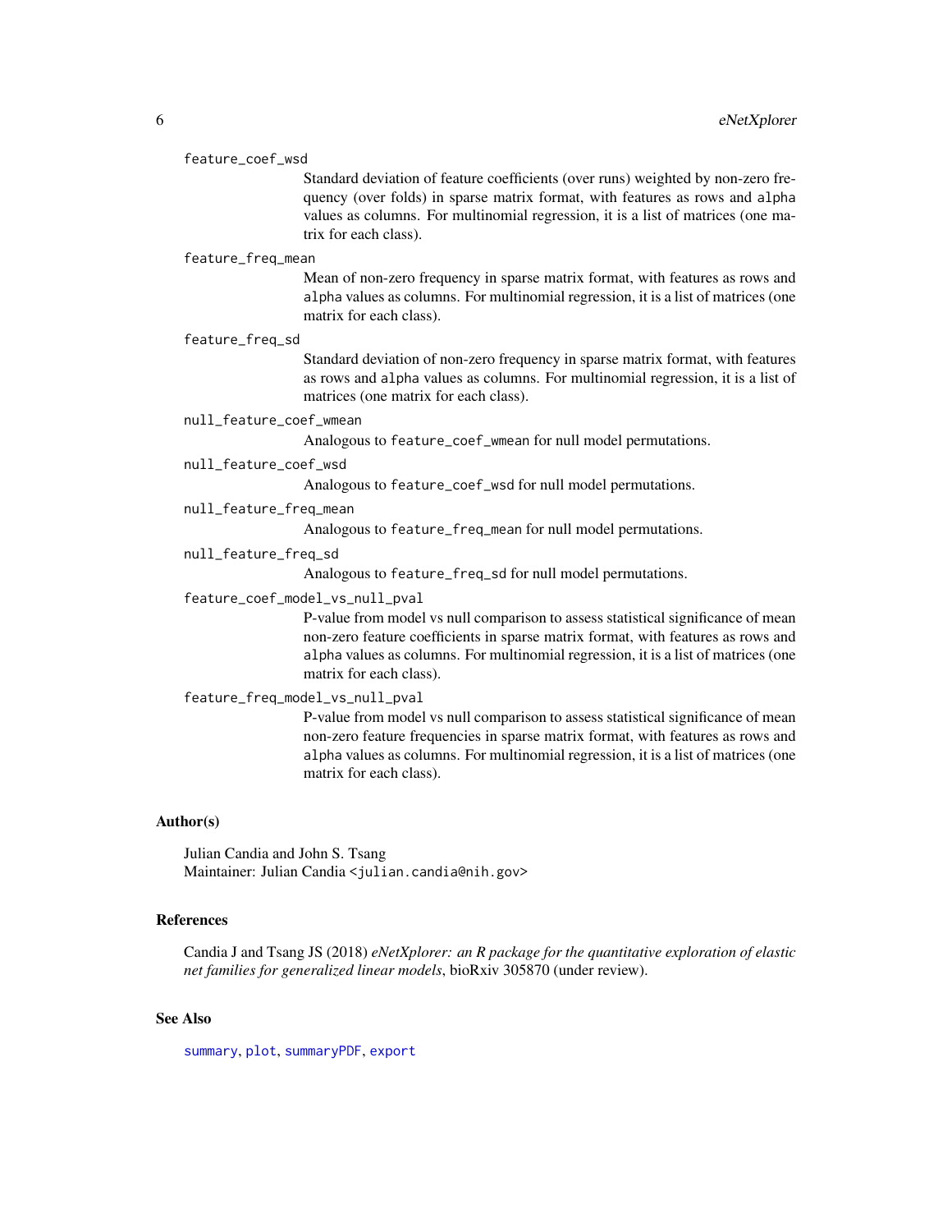`feature_coef_wsd`
: Standard deviation of feature coefficients (over runs) weighted by non-zero frequency (over folds) in sparse matrix format, with features as rows and `alpha` values as columns. For multinomial regression, it is a list of matrices (one matrix for each class).

`feature_freq_mean`
: Mean of non-zero frequency in sparse matrix format, with features as rows and `alpha` values as columns. For multinomial regression, it is a list of matrices (one matrix for each class).

`feature_freq_sd`
: Standard deviation of non-zero frequency in sparse matrix format, with features as rows and `alpha` values as columns. For multinomial regression, it is a list of matrices (one matrix for each class).

`null_feature_coef_wmean`
: Analogous to `feature_coef_wmean` for null model permutations.

`null_feature_coef_wsd`
: Analogous to `feature_coef_wsd` for null model permutations.

`null_feature_freq_mean`
: Analogous to `feature_freq_mean` for null model permutations.

`null_feature_freq_sd`
: Analogous to `feature_freq_sd` for null model permutations.

`feature_coef_model_vs_null_pval`
: P-value from model vs null comparison to assess statistical significance of mean non-zero feature coefficients in sparse matrix format, with features as rows and `alpha` values as columns. For multinomial regression, it is a list of matrices (one matrix for each class).

`feature_freq_model_vs_null_pval`
: P-value from model vs null comparison to assess statistical significance of mean non-zero feature frequencies in sparse matrix format, with features as rows and `alpha` values as columns. For multinomial regression, it is a list of matrices (one matrix for each class).

## Author(s)

Julian Candia and John S. Tsang
Maintainer: Julian Candia <julian.candia@nih.gov>

## References

Candia J and Tsang JS (2018) *eNetXplorer: an R package for the quantitative exploration of elastic net families for generalized linear models*, bioRxiv 305870 (under review).

## See Also

`summary`, `plot`, `summaryPDF`, `export`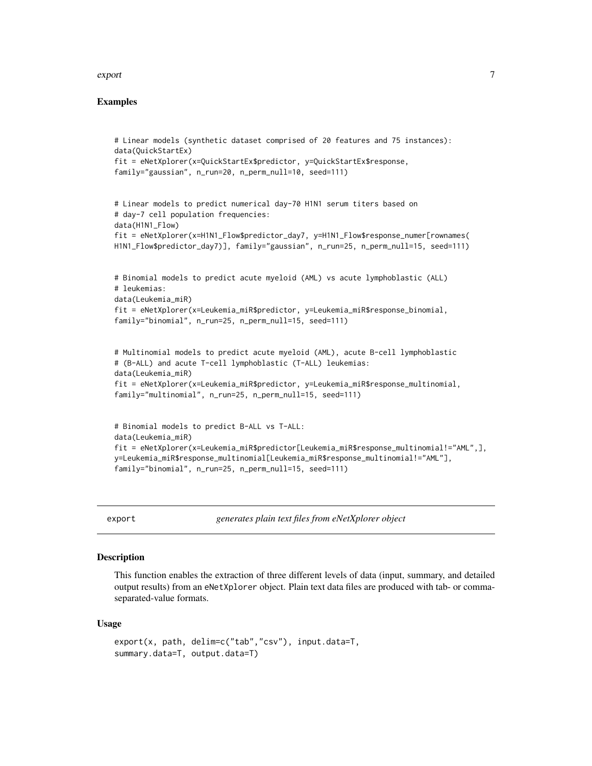## Examples

```
# Linear models (synthetic dataset comprised of 20 features and 75 instances):
data(QuickStartEx)
fit = eNetXplorer(x=QuickStartEx$predictor, y=QuickStartEx$response,
family="gaussian", n_run=20, n_perm_null=10, seed=111)


# Linear models to predict numerical day-70 H1N1 serum titers based on
# day-7 cell population frequencies:
data(H1N1_Flow)
fit = eNetXplorer(x=H1N1_Flow$predictor_day7, y=H1N1_Flow$response_numer[rownames(
H1N1_Flow$predictor_day7)], family="gaussian", n_run=25, n_perm_null=15, seed=111)


# Binomial models to predict acute myeloid (AML) vs acute lymphoblastic (ALL)
# leukemias:
data(Leukemia_miR)
fit = eNetXplorer(x=Leukemia_miR$predictor, y=Leukemia_miR$response_binomial,
family="binomial", n_run=25, n_perm_null=15, seed=111)


# Multinomial models to predict acute myeloid (AML), acute B-cell lymphoblastic
# (B-ALL) and acute T-cell lymphoblastic (T-ALL) leukemias:
data(Leukemia_miR)
fit = eNetXplorer(x=Leukemia_miR$predictor, y=Leukemia_miR$response_multinomial,
family="multinomial", n_run=25, n_perm_null=15, seed=111)


# Binomial models to predict B-ALL vs T-ALL:
data(Leukemia_miR)
fit = eNetXplorer(x=Leukemia_miR$predictor[Leukemia_miR$response_multinomial!="AML",],
y=Leukemia_miR$response_multinomial[Leukemia_miR$response_multinomial!="AML"],
family="binomial", n_run=25, n_perm_null=15, seed=111)
```

---

export *generates plain text files from eNetXplorer object*

---

## Description

This function enables the extraction of three different levels of data (input, summary, and detailed output results) from an eNetXplorer object. Plain text data files are produced with tab- or comma-separated-value formats.

## Usage

```
export(x, path, delim=c("tab","csv"), input.data=T,
summary.data=T, output.data=T)
```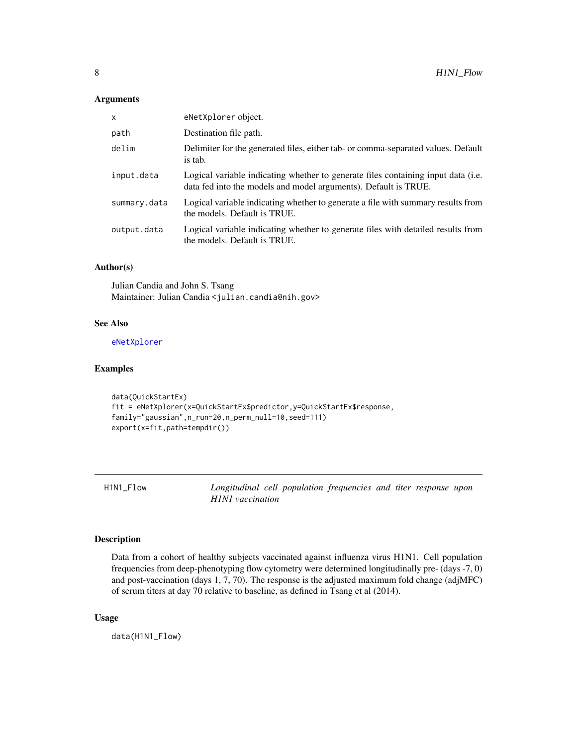### Arguments

| | |
|---|---|
| x | eNetXplorer object. |
| path | Destination file path. |
| delim | Delimiter for the generated files, either tab- or comma-separated values. Default is tab. |
| input.data | Logical variable indicating whether to generate files containing input data (i.e. data fed into the models and model arguments). Default is TRUE. |
| summary.data | Logical variable indicating whether to generate a file with summary results from the models. Default is TRUE. |
| output.data | Logical variable indicating whether to generate files with detailed results from the models. Default is TRUE. |

### Author(s)

Julian Candia and John S. Tsang
Maintainer: Julian Candia <julian.candia@nih.gov>

### See Also

eNetXplorer

### Examples

```
data(QuickStartEx)
fit = eNetXplorer(x=QuickStartEx$predictor,y=QuickStartEx$response,
family="gaussian",n_run=20,n_perm_null=10,seed=111)
export(x=fit,path=tempdir())
```

---

## H1N1_Flow — *Longitudinal cell population frequencies and titer response upon H1N1 vaccination*

### Description

Data from a cohort of healthy subjects vaccinated against influenza virus H1N1. Cell population frequencies from deep-phenotyping flow cytometry were determined longitudinally pre- (days -7, 0) and post-vaccination (days 1, 7, 70). The response is the adjusted maximum fold change (adjMFC) of serum titers at day 70 relative to baseline, as defined in Tsang et al (2014).

### Usage

```
data(H1N1_Flow)
```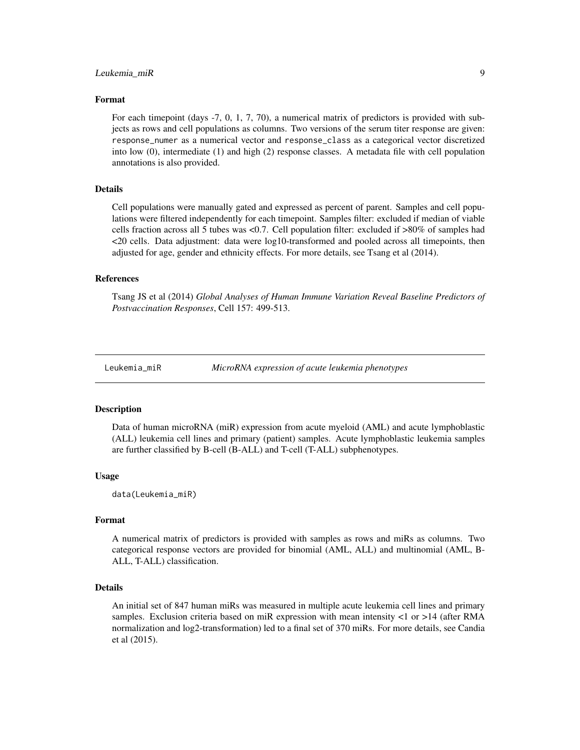### Format

For each timepoint (days -7, 0, 1, 7, 70), a numerical matrix of predictors is provided with subjects as rows and cell populations as columns. Two versions of the serum titer response are given: `response_numer` as a numerical vector and `response_class` as a categorical vector discretized into low (0), intermediate (1) and high (2) response classes. A metadata file with cell population annotations is also provided.

### Details

Cell populations were manually gated and expressed as percent of parent. Samples and cell populations were filtered independently for each timepoint. Samples filter: excluded if median of viable cells fraction across all 5 tubes was <0.7. Cell population filter: excluded if >80% of samples had <20 cells. Data adjustment: data were log10-transformed and pooled across all timepoints, then adjusted for age, gender and ethnicity effects. For more details, see Tsang et al (2014).

### References

Tsang JS et al (2014) *Global Analyses of Human Immune Variation Reveal Baseline Predictors of Postvaccination Responses*, Cell 157: 499-513.

---

## Leukemia_miR — *MicroRNA expression of acute leukemia phenotypes*

### Description

Data of human microRNA (miR) expression from acute myeloid (AML) and acute lymphoblastic (ALL) leukemia cell lines and primary (patient) samples. Acute lymphoblastic leukemia samples are further classified by B-cell (B-ALL) and T-cell (T-ALL) subphenotypes.

### Usage

```
data(Leukemia_miR)
```

### Format

A numerical matrix of predictors is provided with samples as rows and miRs as columns. Two categorical response vectors are provided for binomial (AML, ALL) and multinomial (AML, B-ALL, T-ALL) classification.

### Details

An initial set of 847 human miRs was measured in multiple acute leukemia cell lines and primary samples. Exclusion criteria based on miR expression with mean intensity <1 or >14 (after RMA normalization and log2-transformation) led to a final set of 370 miRs. For more details, see Candia et al (2015).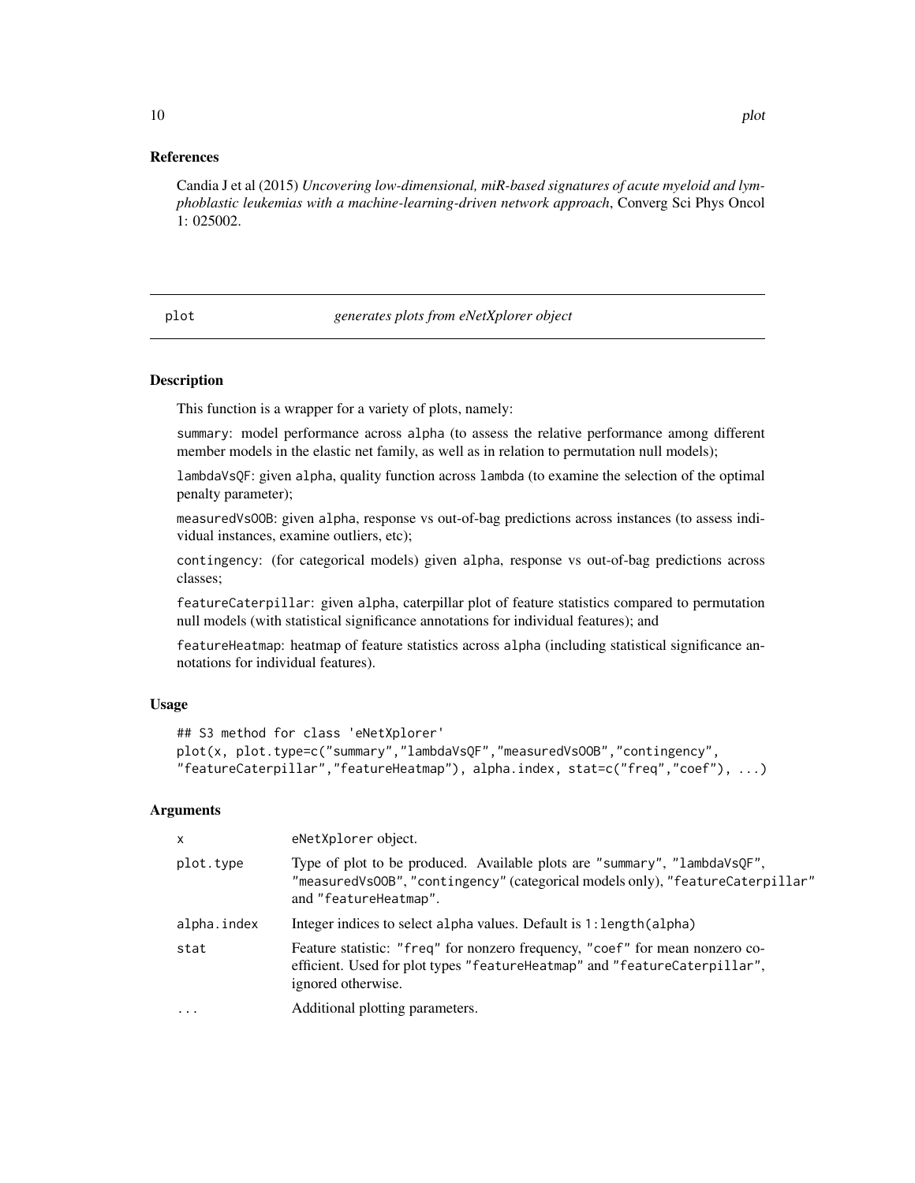### References

Candia J et al (2015) *Uncovering low-dimensional, miR-based signatures of acute myeloid and lymphoblastic leukemias with a machine-learning-driven network approach*, Converg Sci Phys Oncol 1: 025002.

---

## plot — *generates plots from eNetXplorer object*

---

### Description

This function is a wrapper for a variety of plots, namely:

`summary`: model performance across `alpha` (to assess the relative performance among different member models in the elastic net family, as well as in relation to permutation null models);

`lambdaVsQF`: given `alpha`, quality function across `lambda` (to examine the selection of the optimal penalty parameter);

`measuredVsOOB`: given `alpha`, response vs out-of-bag predictions across instances (to assess individual instances, examine outliers, etc);

`contingency`: (for categorical models) given `alpha`, response vs out-of-bag predictions across classes;

`featureCaterpillar`: given `alpha`, caterpillar plot of feature statistics compared to permutation null models (with statistical significance annotations for individual features); and

`featureHeatmap`: heatmap of feature statistics across `alpha` (including statistical significance annotations for individual features).

### Usage

```
## S3 method for class 'eNetXplorer'
plot(x, plot.type=c("summary","lambdaVsQF","measuredVsOOB","contingency",
"featureCaterpillar","featureHeatmap"), alpha.index, stat=c("freq","coef"), ...)
```

### Arguments

| | |
|---|---|
| `x` | `eNetXplorer` object. |
| `plot.type` | Type of plot to be produced. Available plots are `"summary"`, `"lambdaVsQF"`, `"measuredVsOOB"`, `"contingency"` (categorical models only), `"featureCaterpillar"` and `"featureHeatmap"`. |
| `alpha.index` | Integer indices to select `alpha` values. Default is `1:length(alpha)` |
| `stat` | Feature statistic: `"freq"` for nonzero frequency, `"coef"` for mean nonzero coefficient. Used for plot types `"featureHeatmap"` and `"featureCaterpillar"`, ignored otherwise. |
| `...` | Additional plotting parameters. |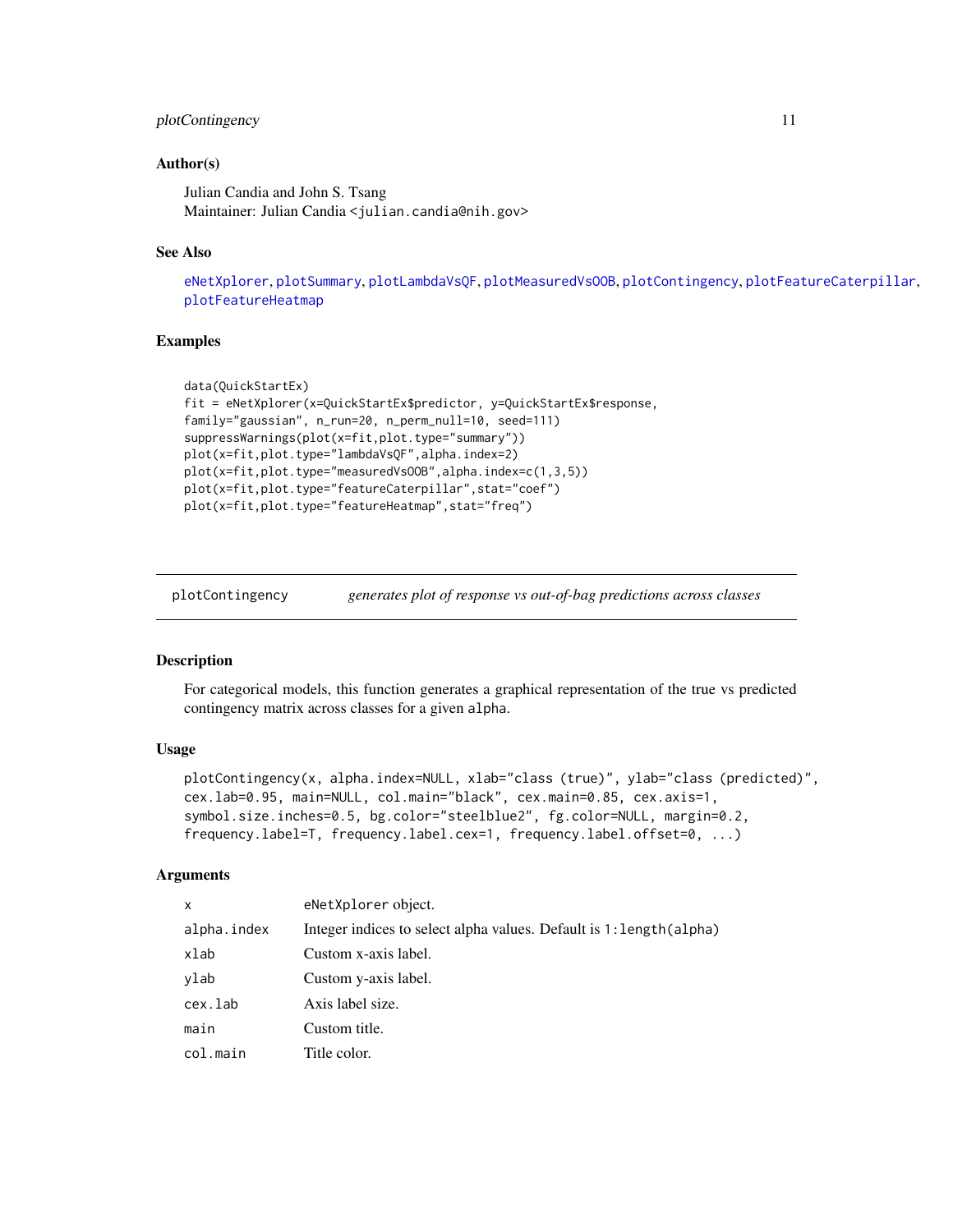### Author(s)

Julian Candia and John S. Tsang
Maintainer: Julian Candia <julian.candia@nih.gov>

### See Also

eNetXplorer, plotSummary, plotLambdaVsQF, plotMeasuredVsOOB, plotContingency, plotFeatureCaterpillar, plotFeatureHeatmap

### Examples

```
data(QuickStartEx)
fit = eNetXplorer(x=QuickStartEx$predictor, y=QuickStartEx$response,
family="gaussian", n_run=20, n_perm_null=10, seed=111)
suppressWarnings(plot(x=fit,plot.type="summary"))
plot(x=fit,plot.type="lambdaVsQF",alpha.index=2)
plot(x=fit,plot.type="measuredVsOOB",alpha.index=c(1,3,5))
plot(x=fit,plot.type="featureCaterpillar",stat="coef")
plot(x=fit,plot.type="featureHeatmap",stat="freq")
```

---

## plotContingency *generates plot of response vs out-of-bag predictions across classes*

---

### Description

For categorical models, this function generates a graphical representation of the true vs predicted contingency matrix across classes for a given alpha.

### Usage

```
plotContingency(x, alpha.index=NULL, xlab="class (true)", ylab="class (predicted)",
cex.lab=0.95, main=NULL, col.main="black", cex.main=0.85, cex.axis=1,
symbol.size.inches=0.5, bg.color="steelblue2", fg.color=NULL, margin=0.2,
frequency.label=T, frequency.label.cex=1, frequency.label.offset=0, ...)
```

### Arguments

| | |
|---|---|
| x | eNetXplorer object. |
| alpha.index | Integer indices to select alpha values. Default is 1:length(alpha) |
| xlab | Custom x-axis label. |
| ylab | Custom y-axis label. |
| cex.lab | Axis label size. |
| main | Custom title. |
| col.main | Title color. |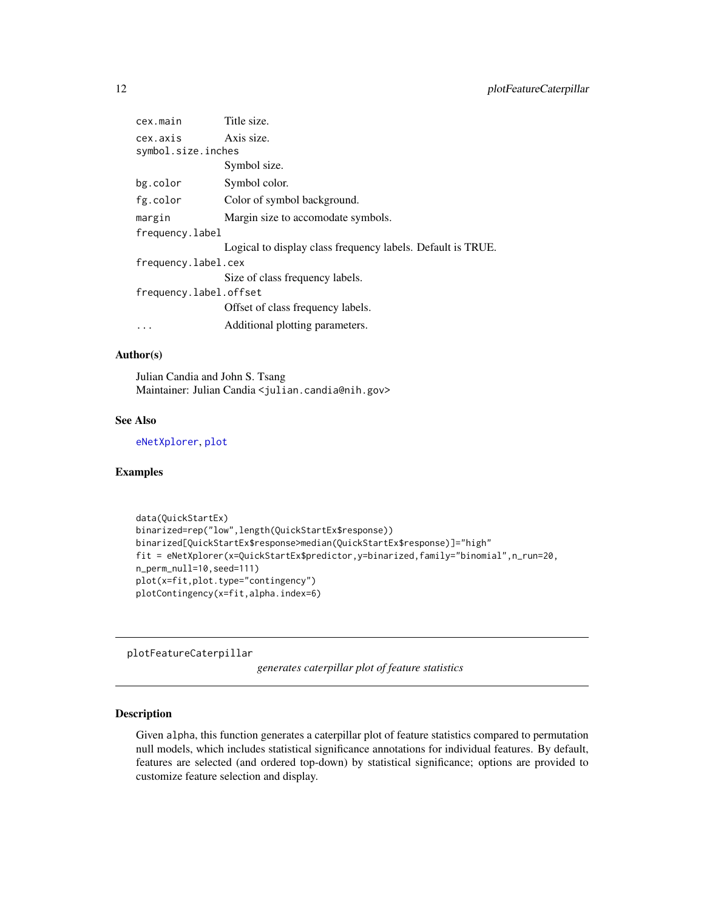| | |
|---|---|
| cex.main | Title size. |
| cex.axis | Axis size. |
| symbol.size.inches | Symbol size. |
| bg.color | Symbol color. |
| fg.color | Color of symbol background. |
| margin | Margin size to accomodate symbols. |
| frequency.label | Logical to display class frequency labels. Default is TRUE. |
| frequency.label.cex | Size of class frequency labels. |
| frequency.label.offset | Offset of class frequency labels. |
| ... | Additional plotting parameters. |

### Author(s)

Julian Candia and John S. Tsang
Maintainer: Julian Candia <julian.candia@nih.gov>

### See Also

eNetXplorer, plot

### Examples

```
data(QuickStartEx)
binarized=rep("low",length(QuickStartEx$response))
binarized[QuickStartEx$response>median(QuickStartEx$response)]="high"
fit = eNetXplorer(x=QuickStartEx$predictor,y=binarized,family="binomial",n_run=20,
n_perm_null=10,seed=111)
plot(x=fit,plot.type="contingency")
plotContingency(x=fit,alpha.index=6)
```

---

## plotFeatureCaterpillar

*generates caterpillar plot of feature statistics*

---

### Description

Given alpha, this function generates a caterpillar plot of feature statistics compared to permutation null models, which includes statistical significance annotations for individual features. By default, features are selected (and ordered top-down) by statistical significance; options are provided to customize feature selection and display.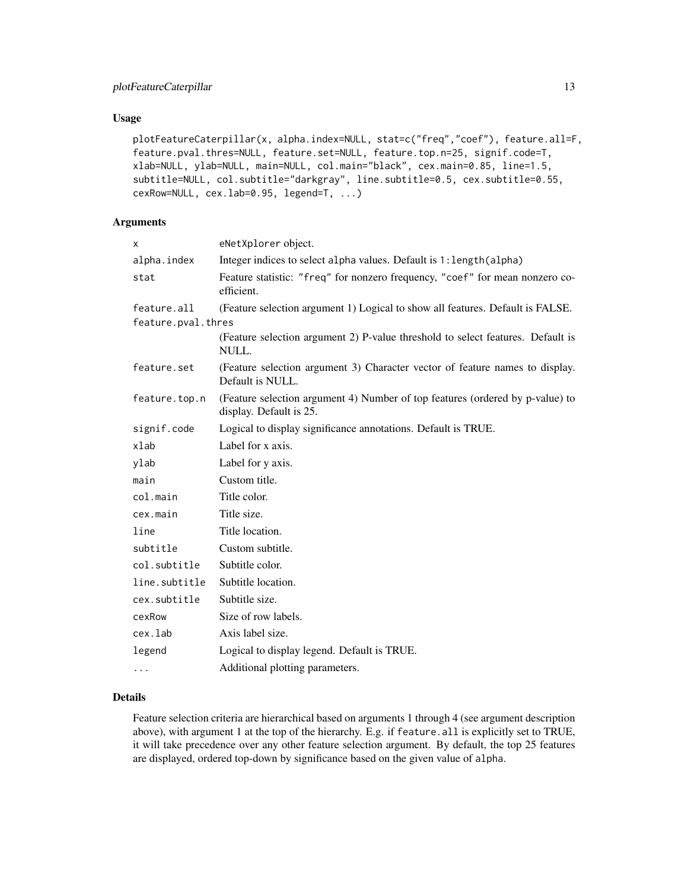## Usage

```
plotFeatureCaterpillar(x, alpha.index=NULL, stat=c("freq","coef"), feature.all=F,
feature.pval.thres=NULL, feature.set=NULL, feature.top.n=25, signif.code=T,
xlab=NULL, ylab=NULL, main=NULL, col.main="black", cex.main=0.85, line=1.5,
subtitle=NULL, col.subtitle="darkgray", line.subtitle=0.5, cex.subtitle=0.55,
cexRow=NULL, cex.lab=0.95, legend=T, ...)
```

## Arguments

| | |
|---|---|
| `x` | `eNetXplorer` object. |
| `alpha.index` | Integer indices to select `alpha` values. Default is `1:length(alpha)` |
| `stat` | Feature statistic: `"freq"` for nonzero frequency, `"coef"` for mean nonzero coefficient. |
| `feature.all` | (Feature selection argument 1) Logical to show all features. Default is FALSE. |
| `feature.pval.thres` | (Feature selection argument 2) P-value threshold to select features. Default is NULL. |
| `feature.set` | (Feature selection argument 3) Character vector of feature names to display. Default is NULL. |
| `feature.top.n` | (Feature selection argument 4) Number of top features (ordered by p-value) to display. Default is 25. |
| `signif.code` | Logical to display significance annotations. Default is TRUE. |
| `xlab` | Label for x axis. |
| `ylab` | Label for y axis. |
| `main` | Custom title. |
| `col.main` | Title color. |
| `cex.main` | Title size. |
| `line` | Title location. |
| `subtitle` | Custom subtitle. |
| `col.subtitle` | Subtitle color. |
| `line.subtitle` | Subtitle location. |
| `cex.subtitle` | Subtitle size. |
| `cexRow` | Size of row labels. |
| `cex.lab` | Axis label size. |
| `legend` | Logical to display legend. Default is TRUE. |
| `...` | Additional plotting parameters. |

## Details

Feature selection criteria are hierarchical based on arguments 1 through 4 (see argument description above), with argument 1 at the top of the hierarchy. E.g. if `feature.all` is explicitly set to TRUE, it will take precedence over any other feature selection argument. By default, the top 25 features are displayed, ordered top-down by significance based on the given value of `alpha`.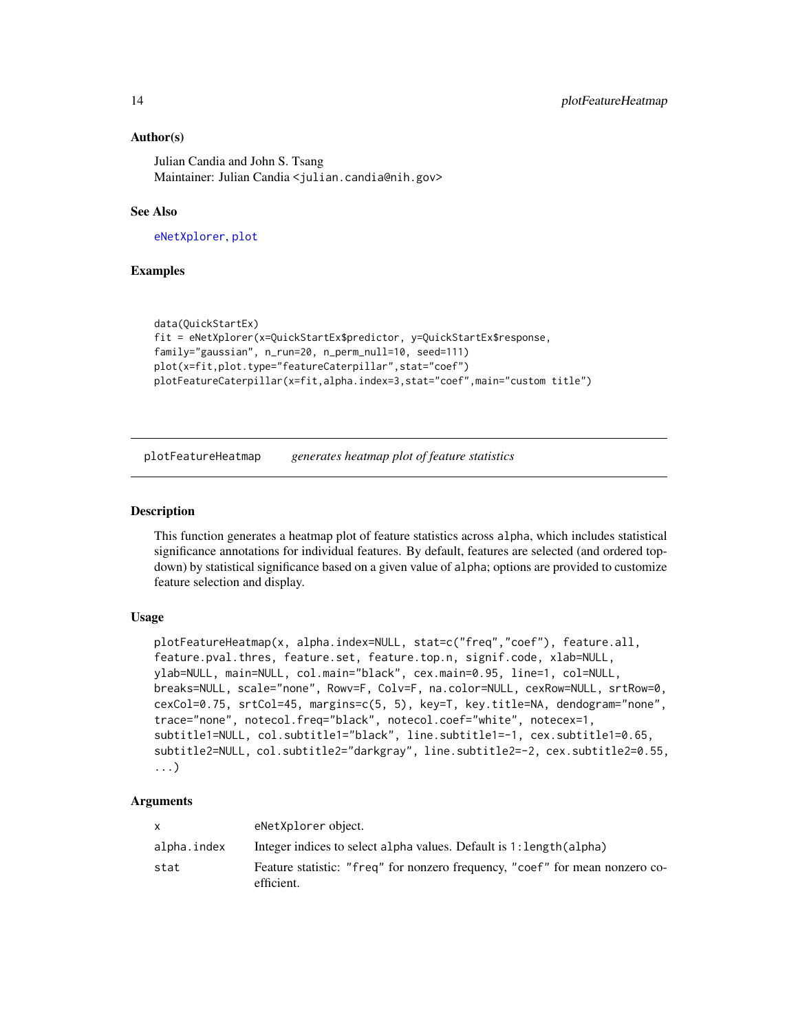### Author(s)

Julian Candia and John S. Tsang
Maintainer: Julian Candia <julian.candia@nih.gov>

### See Also

eNetXplorer, plot

### Examples

```
data(QuickStartEx)
fit = eNetXplorer(x=QuickStartEx$predictor, y=QuickStartEx$response,
family="gaussian", n_run=20, n_perm_null=10, seed=111)
plot(x=fit,plot.type="featureCaterpillar",stat="coef")
plotFeatureCaterpillar(x=fit,alpha.index=3,stat="coef",main="custom title")
```

---

## plotFeatureHeatmap *generates heatmap plot of feature statistics*

---

### Description

This function generates a heatmap plot of feature statistics across alpha, which includes statistical significance annotations for individual features. By default, features are selected (and ordered top-down) by statistical significance based on a given value of alpha; options are provided to customize feature selection and display.

### Usage

```
plotFeatureHeatmap(x, alpha.index=NULL, stat=c("freq","coef"), feature.all,
feature.pval.thres, feature.set, feature.top.n, signif.code, xlab=NULL,
ylab=NULL, main=NULL, col.main="black", cex.main=0.95, line=1, col=NULL,
breaks=NULL, scale="none", Rowv=F, Colv=F, na.color=NULL, cexRow=NULL, srtRow=0,
cexCol=0.75, srtCol=45, margins=c(5, 5), key=T, key.title=NA, dendogram="none",
trace="none", notecol.freq="black", notecol.coef="white", notecex=1,
subtitle1=NULL, col.subtitle1="black", line.subtitle1=-1, cex.subtitle1=0.65,
subtitle2=NULL, col.subtitle2="darkgray", line.subtitle2=-2, cex.subtitle2=0.55,
...)
```

### Arguments

| | |
|---|---|
| x | eNetXplorer object. |
| alpha.index | Integer indices to select alpha values. Default is 1:length(alpha) |
| stat | Feature statistic: "freq" for nonzero frequency, "coef" for mean nonzero coefficient. |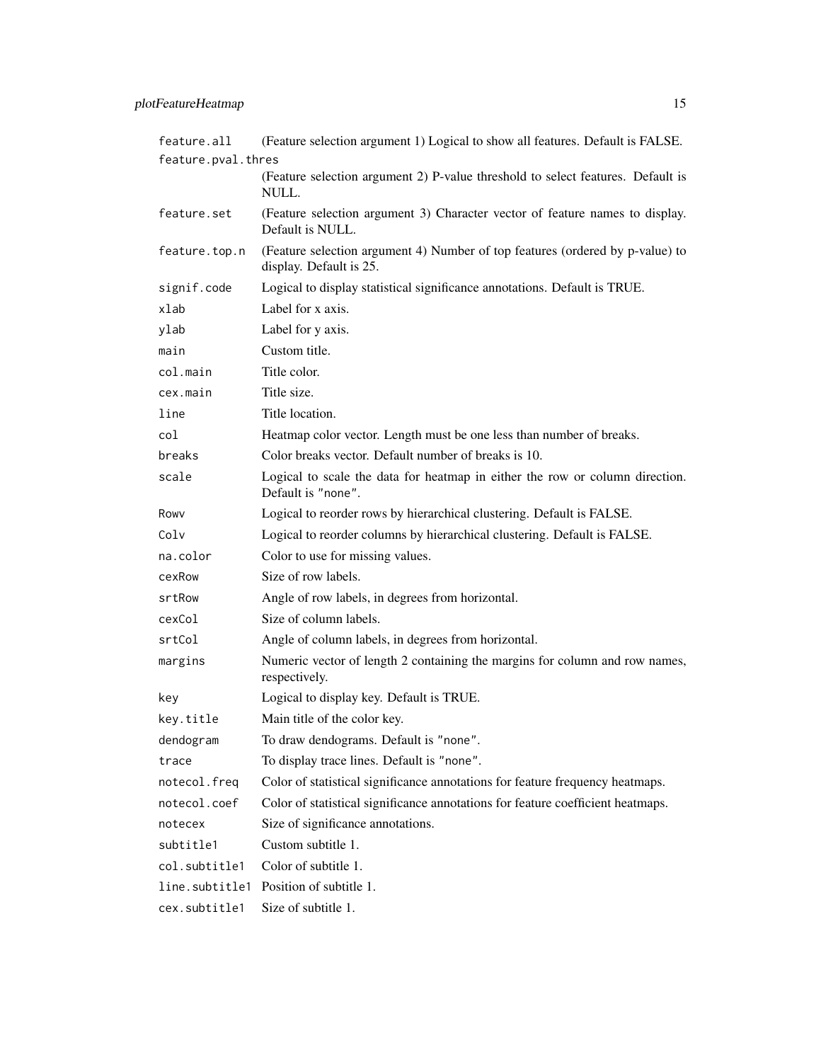| | |
|---|---|
| `feature.all` | (Feature selection argument 1) Logical to show all features. Default is FALSE. |
| `feature.pval.thres` | (Feature selection argument 2) P-value threshold to select features. Default is NULL. |
| `feature.set` | (Feature selection argument 3) Character vector of feature names to display. Default is NULL. |
| `feature.top.n` | (Feature selection argument 4) Number of top features (ordered by p-value) to display. Default is 25. |
| `signif.code` | Logical to display statistical significance annotations. Default is TRUE. |
| `xlab` | Label for x axis. |
| `ylab` | Label for y axis. |
| `main` | Custom title. |
| `col.main` | Title color. |
| `cex.main` | Title size. |
| `line` | Title location. |
| `col` | Heatmap color vector. Length must be one less than number of breaks. |
| `breaks` | Color breaks vector. Default number of breaks is 10. |
| `scale` | Logical to scale the data for heatmap in either the row or column direction. Default is `"none"`. |
| `Rowv` | Logical to reorder rows by hierarchical clustering. Default is FALSE. |
| `Colv` | Logical to reorder columns by hierarchical clustering. Default is FALSE. |
| `na.color` | Color to use for missing values. |
| `cexRow` | Size of row labels. |
| `srtRow` | Angle of row labels, in degrees from horizontal. |
| `cexCol` | Size of column labels. |
| `srtCol` | Angle of column labels, in degrees from horizontal. |
| `margins` | Numeric vector of length 2 containing the margins for column and row names, respectively. |
| `key` | Logical to display key. Default is TRUE. |
| `key.title` | Main title of the color key. |
| `dendogram` | To draw dendograms. Default is `"none"`. |
| `trace` | To display trace lines. Default is `"none"`. |
| `notecol.freq` | Color of statistical significance annotations for feature frequency heatmaps. |
| `notecol.coef` | Color of statistical significance annotations for feature coefficient heatmaps. |
| `notecex` | Size of significance annotations. |
| `subtitle1` | Custom subtitle 1. |
| `col.subtitle1` | Color of subtitle 1. |
| `line.subtitle1` | Position of subtitle 1. |
| `cex.subtitle1` | Size of subtitle 1. |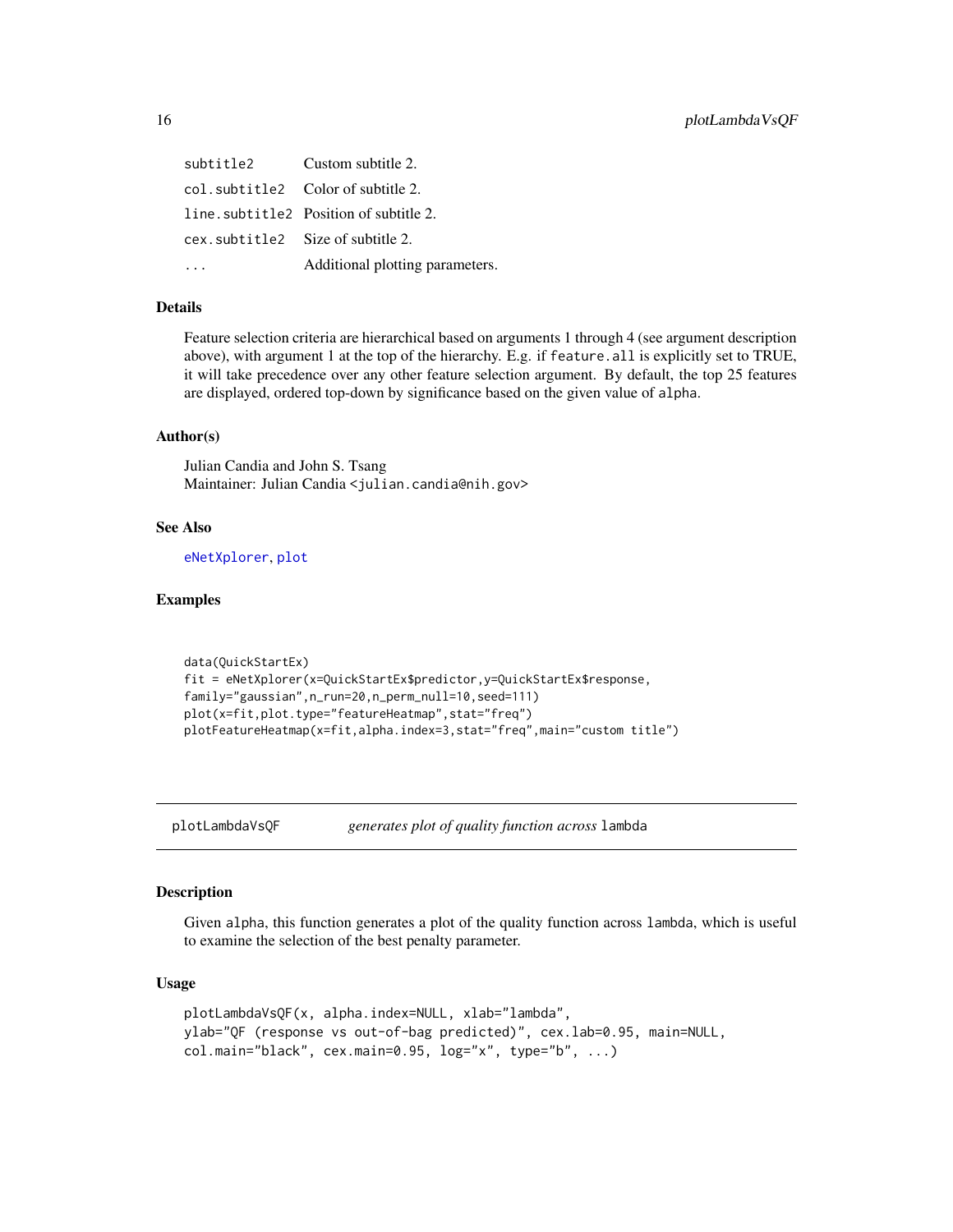| | |
|---|---|
| `subtitle2` | Custom subtitle 2. |
| `col.subtitle2` | Color of subtitle 2. |
| `line.subtitle2` | Position of subtitle 2. |
| `cex.subtitle2` | Size of subtitle 2. |
| `...` | Additional plotting parameters. |

### Details

Feature selection criteria are hierarchical based on arguments 1 through 4 (see argument description above), with argument 1 at the top of the hierarchy. E.g. if `feature.all` is explicitly set to TRUE, it will take precedence over any other feature selection argument. By default, the top 25 features are displayed, ordered top-down by significance based on the given value of `alpha`.

### Author(s)

Julian Candia and John S. Tsang
Maintainer: Julian Candia <julian.candia@nih.gov>

### See Also

`eNetXplorer`, `plot`

### Examples

```
data(QuickStartEx)
fit = eNetXplorer(x=QuickStartEx$predictor,y=QuickStartEx$response,
family="gaussian",n_run=20,n_perm_null=10,seed=111)
plot(x=fit,plot.type="featureHeatmap",stat="freq")
plotFeatureHeatmap(x=fit,alpha.index=3,stat="freq",main="custom title")
```

---

## plotLambdaVsQF — *generates plot of quality function across* `lambda`

### Description

Given `alpha`, this function generates a plot of the quality function across `lambda`, which is useful to examine the selection of the best penalty parameter.

### Usage

```
plotLambdaVsQF(x, alpha.index=NULL, xlab="lambda",
ylab="QF (response vs out-of-bag predicted)", cex.lab=0.95, main=NULL,
col.main="black", cex.main=0.95, log="x", type="b", ...)
```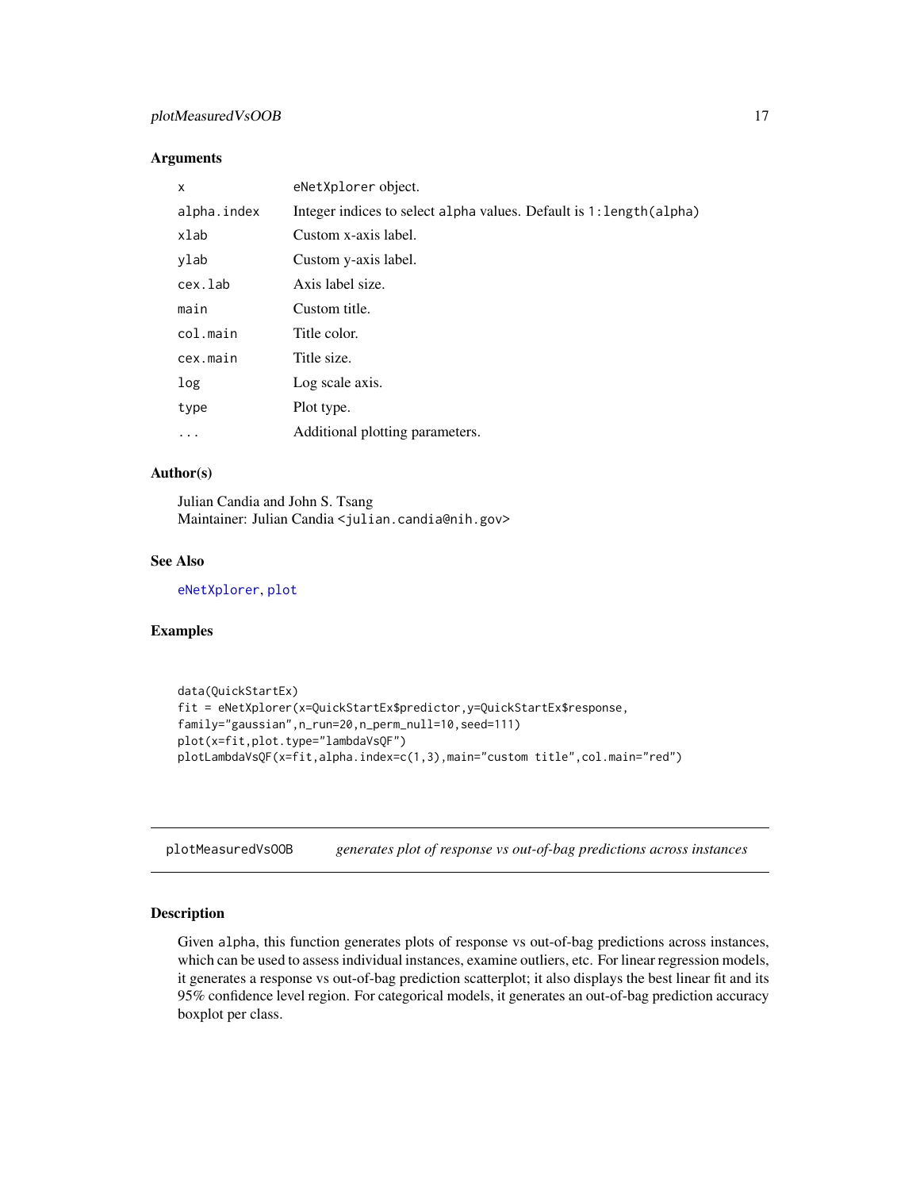### Arguments

| | |
|---|---|
| x | eNetXplorer object. |
| alpha.index | Integer indices to select alpha values. Default is 1:length(alpha) |
| xlab | Custom x-axis label. |
| ylab | Custom y-axis label. |
| cex.lab | Axis label size. |
| main | Custom title. |
| col.main | Title color. |
| cex.main | Title size. |
| log | Log scale axis. |
| type | Plot type. |
| ... | Additional plotting parameters. |

### Author(s)

Julian Candia and John S. Tsang
Maintainer: Julian Candia <julian.candia@nih.gov>

### See Also

eNetXplorer, plot

### Examples

```
data(QuickStartEx)
fit = eNetXplorer(x=QuickStartEx$predictor,y=QuickStartEx$response,
family="gaussian",n_run=20,n_perm_null=10,seed=111)
plot(x=fit,plot.type="lambdaVsQF")
plotLambdaVsQF(x=fit,alpha.index=c(1,3),main="custom title",col.main="red")
```

---

## plotMeasuredVsOOB — *generates plot of response vs out-of-bag predictions across instances*

### Description

Given alpha, this function generates plots of response vs out-of-bag predictions across instances, which can be used to assess individual instances, examine outliers, etc. For linear regression models, it generates a response vs out-of-bag prediction scatterplot; it also displays the best linear fit and its 95% confidence level region. For categorical models, it generates an out-of-bag prediction accuracy boxplot per class.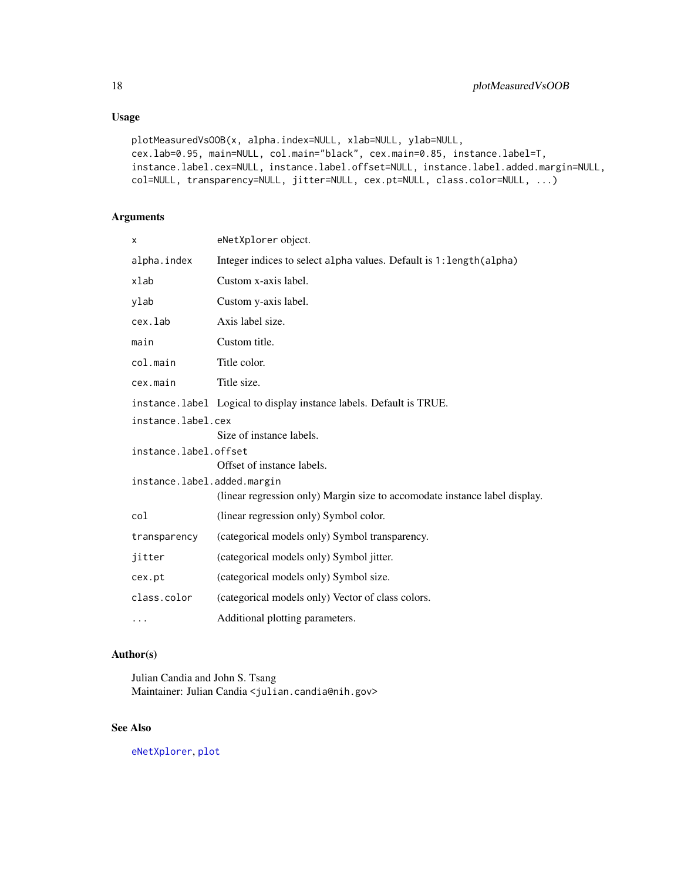## Usage

```
plotMeasuredVsOOB(x, alpha.index=NULL, xlab=NULL, ylab=NULL,
cex.lab=0.95, main=NULL, col.main="black", cex.main=0.85, instance.label=T,
instance.label.cex=NULL, instance.label.offset=NULL, instance.label.added.margin=NULL,
col=NULL, transparency=NULL, jitter=NULL, cex.pt=NULL, class.color=NULL, ...)
```

## Arguments

| | |
|---|---|
| `x` | `eNetXplorer` object. |
| `alpha.index` | Integer indices to select `alpha` values. Default is `1:length(alpha)` |
| `xlab` | Custom x-axis label. |
| `ylab` | Custom y-axis label. |
| `cex.lab` | Axis label size. |
| `main` | Custom title. |
| `col.main` | Title color. |
| `cex.main` | Title size. |
| `instance.label` | Logical to display instance labels. Default is TRUE. |
| `instance.label.cex` | Size of instance labels. |
| `instance.label.offset` | Offset of instance labels. |
| `instance.label.added.margin` | (linear regression only) Margin size to accomodate instance label display. |
| `col` | (linear regression only) Symbol color. |
| `transparency` | (categorical models only) Symbol transparency. |
| `jitter` | (categorical models only) Symbol jitter. |
| `cex.pt` | (categorical models only) Symbol size. |
| `class.color` | (categorical models only) Vector of class colors. |
| `...` | Additional plotting parameters. |

## Author(s)

Julian Candia and John S. Tsang
Maintainer: Julian Candia <julian.candia@nih.gov>

## See Also

`eNetXplorer`, `plot`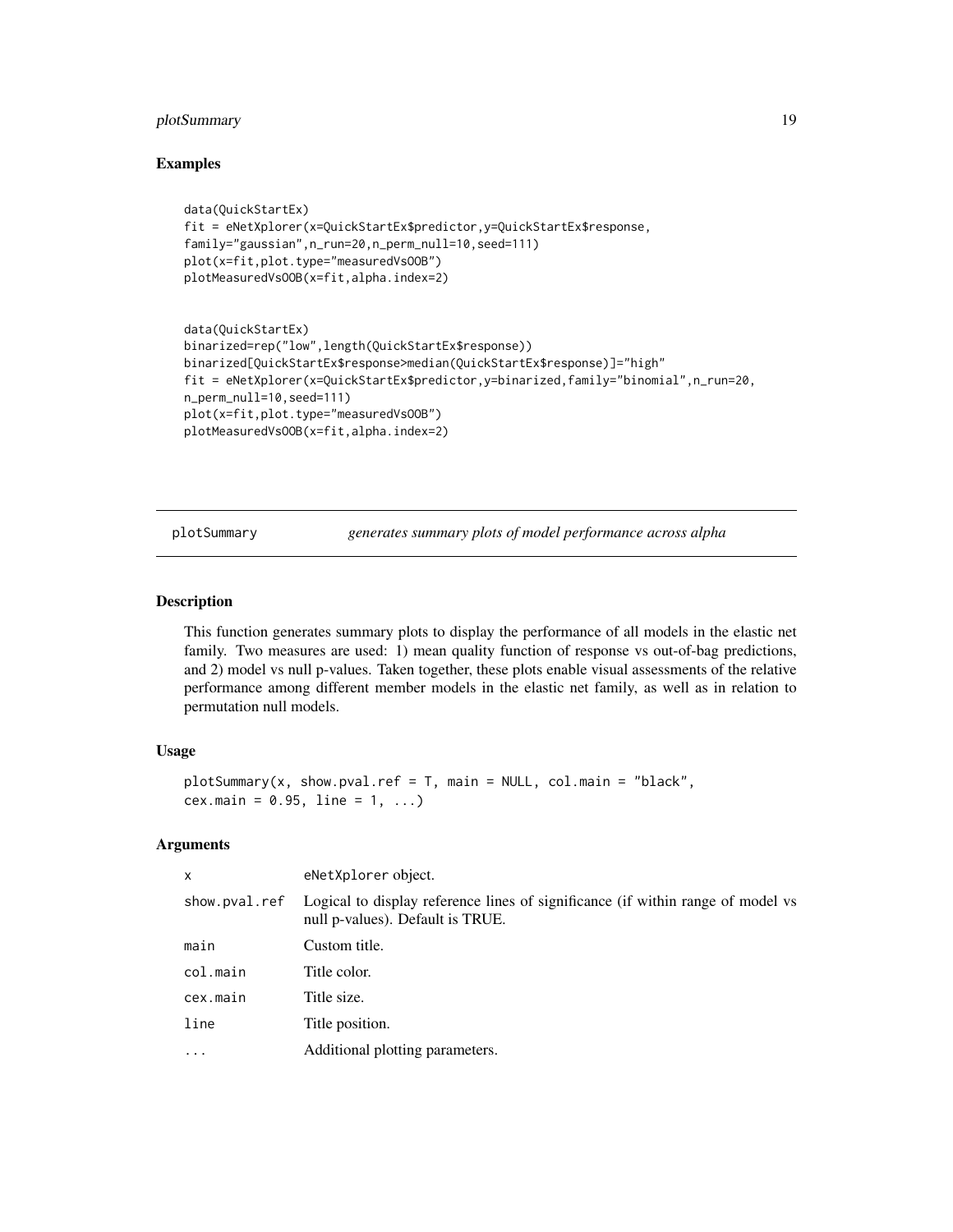### Examples

```
data(QuickStartEx)
fit = eNetXplorer(x=QuickStartEx$predictor,y=QuickStartEx$response,
family="gaussian",n_run=20,n_perm_null=10,seed=111)
plot(x=fit,plot.type="measuredVsOOB")
plotMeasuredVsOOB(x=fit,alpha.index=2)


data(QuickStartEx)
binarized=rep("low",length(QuickStartEx$response))
binarized[QuickStartEx$response>median(QuickStartEx$response)]="high"
fit = eNetXplorer(x=QuickStartEx$predictor,y=binarized,family="binomial",n_run=20,
n_perm_null=10,seed=111)
plot(x=fit,plot.type="measuredVsOOB")
plotMeasuredVsOOB(x=fit,alpha.index=2)
```

---

## plotSummary — *generates summary plots of model performance across alpha*

---

### Description

This function generates summary plots to display the performance of all models in the elastic net family. Two measures are used: 1) mean quality function of response vs out-of-bag predictions, and 2) model vs null p-values. Taken together, these plots enable visual assessments of the relative performance among different member models in the elastic net family, as well as in relation to permutation null models.

### Usage

```
plotSummary(x, show.pval.ref = T, main = NULL, col.main = "black",
cex.main = 0.95, line = 1, ...)
```

### Arguments

| | |
|---|---|
| `x` | eNetXplorer object. |
| `show.pval.ref` | Logical to display reference lines of significance (if within range of model vs null p-values). Default is TRUE. |
| `main` | Custom title. |
| `col.main` | Title color. |
| `cex.main` | Title size. |
| `line` | Title position. |
| `...` | Additional plotting parameters. |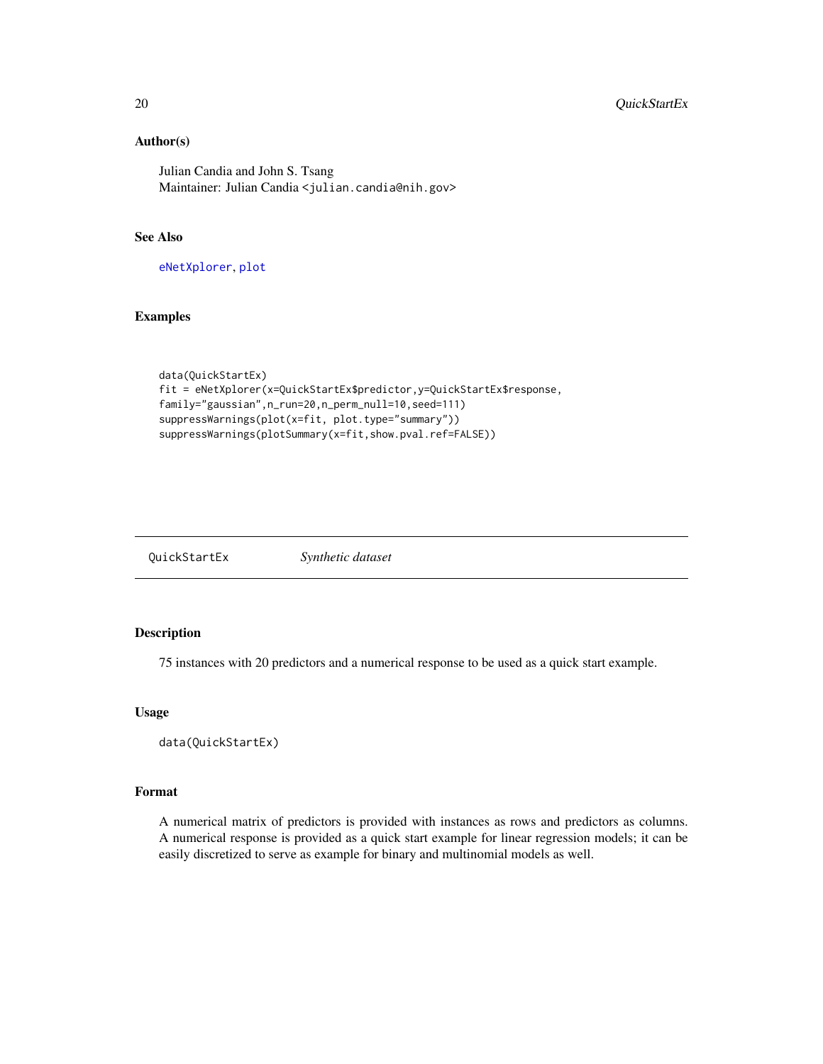### Author(s)

Julian Candia and John S. Tsang
Maintainer: Julian Candia <julian.candia@nih.gov>

### See Also

eNetXplorer, plot

### Examples

```
data(QuickStartEx)
fit = eNetXplorer(x=QuickStartEx$predictor,y=QuickStartEx$response,
family="gaussian",n_run=20,n_perm_null=10,seed=111)
suppressWarnings(plot(x=fit, plot.type="summary"))
suppressWarnings(plotSummary(x=fit,show.pval.ref=FALSE))
```

---

## QuickStartEx *Synthetic dataset*

---

### Description

75 instances with 20 predictors and a numerical response to be used as a quick start example.

### Usage

```
data(QuickStartEx)
```

### Format

A numerical matrix of predictors is provided with instances as rows and predictors as columns. A numerical response is provided as a quick start example for linear regression models; it can be easily discretized to serve as example for binary and multinomial models as well.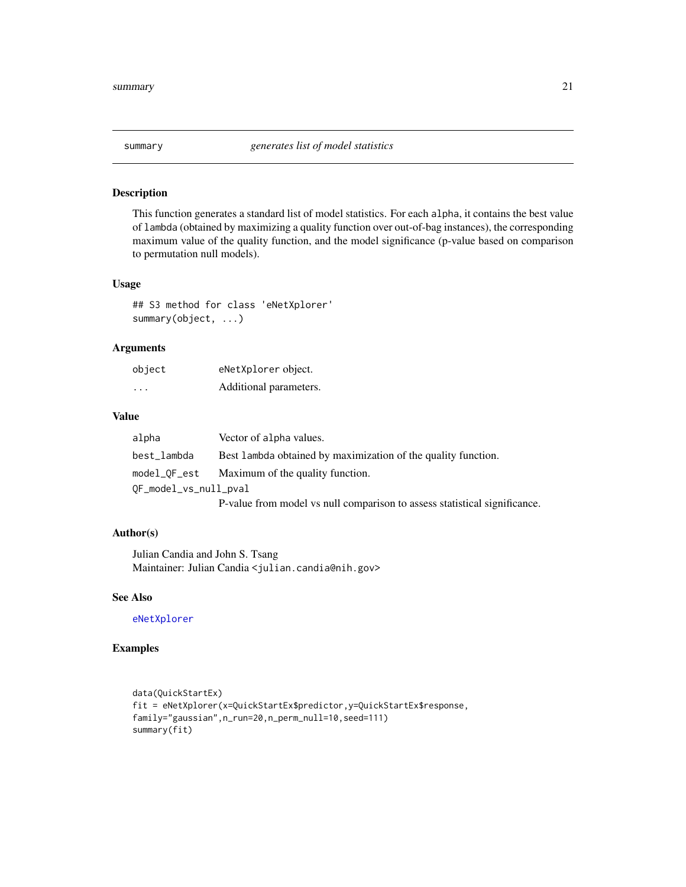## summary — *generates list of model statistics*

### Description

This function generates a standard list of model statistics. For each alpha, it contains the best value of lambda (obtained by maximizing a quality function over out-of-bag instances), the corresponding maximum value of the quality function, and the model significance (p-value based on comparison to permutation null models).

### Usage

```
## S3 method for class 'eNetXplorer'
summary(object, ...)
```

### Arguments

| | |
|---|---|
| object | eNetXplorer object. |
| ... | Additional parameters. |

### Value

| | |
|---|---|
| alpha | Vector of alpha values. |
| best_lambda | Best lambda obtained by maximization of the quality function. |
| model_QF_est | Maximum of the quality function. |
| QF_model_vs_null_pval | P-value from model vs null comparison to assess statistical significance. |

### Author(s)

Julian Candia and John S. Tsang
Maintainer: Julian Candia <julian.candia@nih.gov>

### See Also

eNetXplorer

### Examples

```
data(QuickStartEx)
fit = eNetXplorer(x=QuickStartEx$predictor,y=QuickStartEx$response,
family="gaussian",n_run=20,n_perm_null=10,seed=111)
summary(fit)
```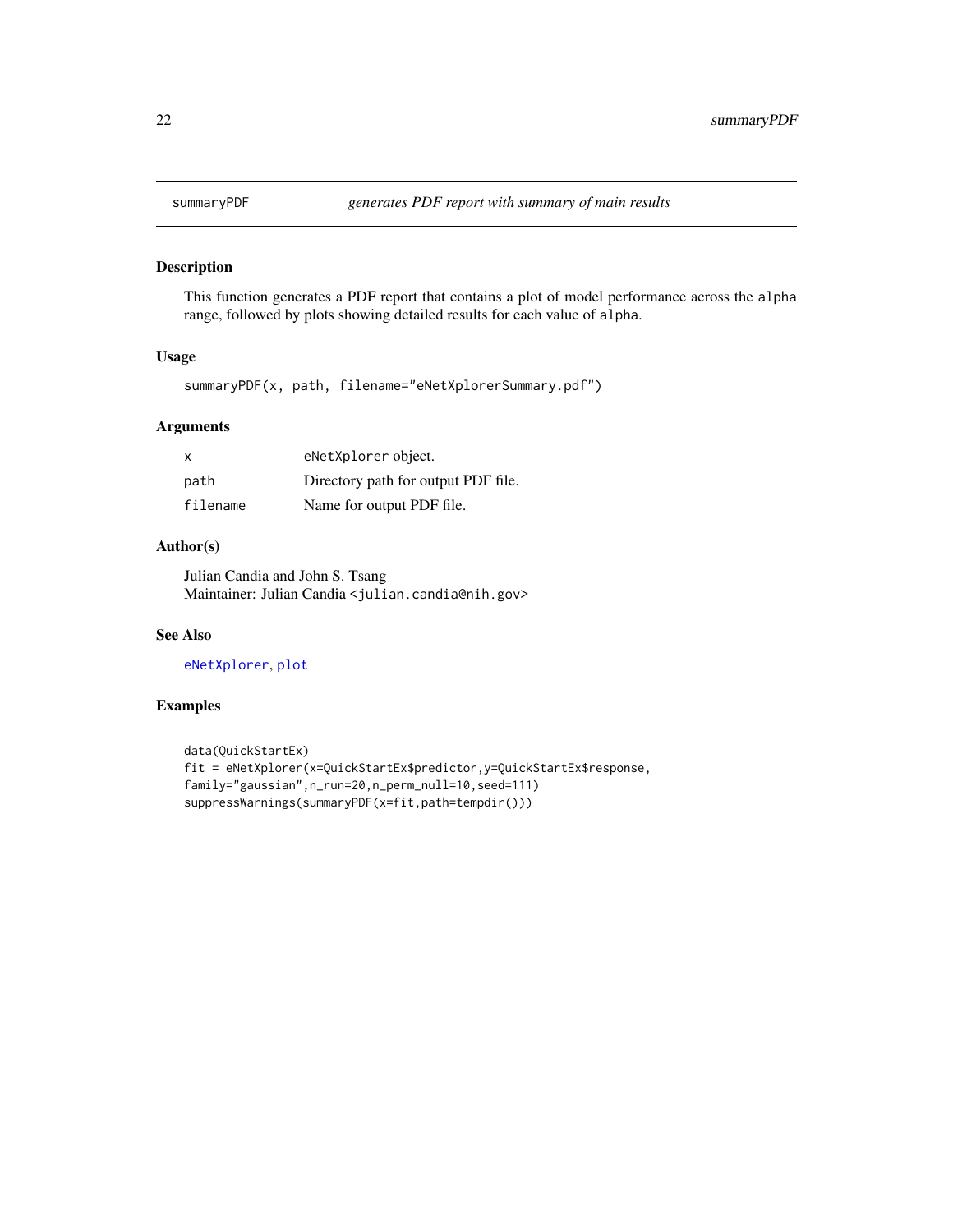## summaryPDF *generates PDF report with summary of main results*

### Description

This function generates a PDF report that contains a plot of model performance across the `alpha` range, followed by plots showing detailed results for each value of `alpha`.

### Usage

```
summaryPDF(x, path, filename="eNetXplorerSummary.pdf")
```

### Arguments

| | |
|---|---|
| `x` | `eNetXplorer` object. |
| `path` | Directory path for output PDF file. |
| `filename` | Name for output PDF file. |

### Author(s)

Julian Candia and John S. Tsang
Maintainer: Julian Candia <julian.candia@nih.gov>

### See Also

`eNetXplorer`, `plot`

### Examples

```
data(QuickStartEx)
fit = eNetXplorer(x=QuickStartEx$predictor,y=QuickStartEx$response,
family="gaussian",n_run=20,n_perm_null=10,seed=111)
suppressWarnings(summaryPDF(x=fit,path=tempdir()))
```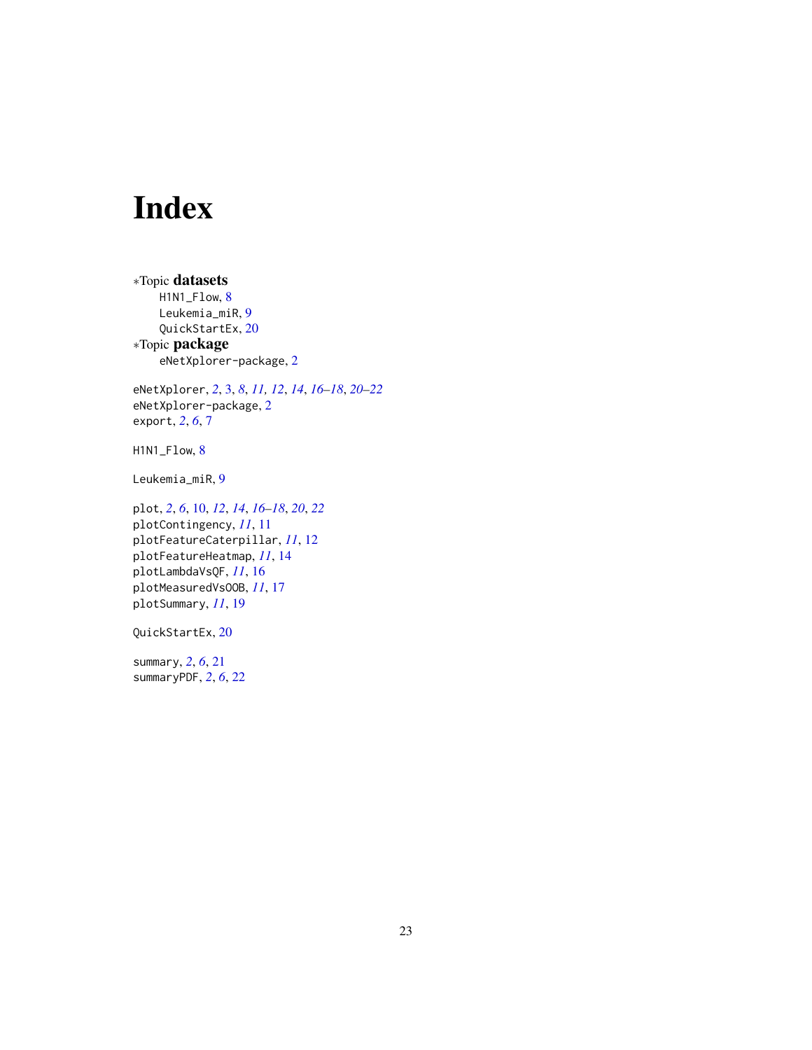# Index

*Topic **datasets**
    H1N1_Flow, 8
    Leukemia_miR, 9
    QuickStartEx, 20
*Topic **package**
    eNetXplorer-package, 2

eNetXplorer, *2*, 3, *8*, *11, 12*, *14*, *16–18*, *20–22*
eNetXplorer-package, 2
export, *2*, *6*, 7

H1N1_Flow, 8

Leukemia_miR, 9

plot, *2*, *6*, 10, *12*, *14*, *16–18*, *20*, *22*
plotContingency, *11*, 11
plotFeatureCaterpillar, *11*, 12
plotFeatureHeatmap, *11*, 14
plotLambdaVsQF, *11*, 16
plotMeasuredVsOOB, *11*, 17
plotSummary, *11*, 19

QuickStartEx, 20

summary, *2*, *6*, 21
summaryPDF, *2*, *6*, 22